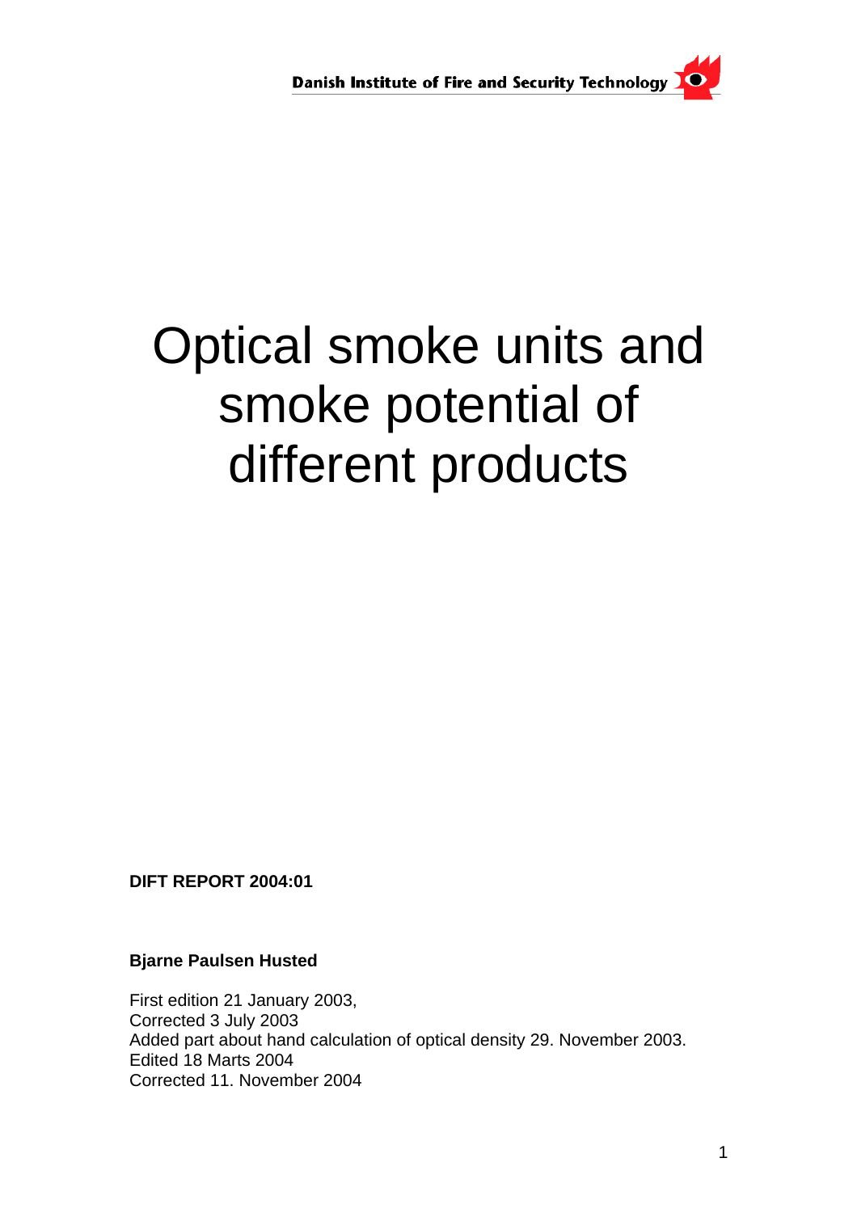Danish Institute of Fire and Security Technology

# Optical smoke units and smoke potential of different products

**DIFT REPORT 2004:01**

**Bjarne Paulsen Husted**

First edition 21 January 2003,
Corrected 3 July 2003
Added part about hand calculation of optical density 29. November 2003.
Edited 18 Marts 2004
Corrected 11. November 2004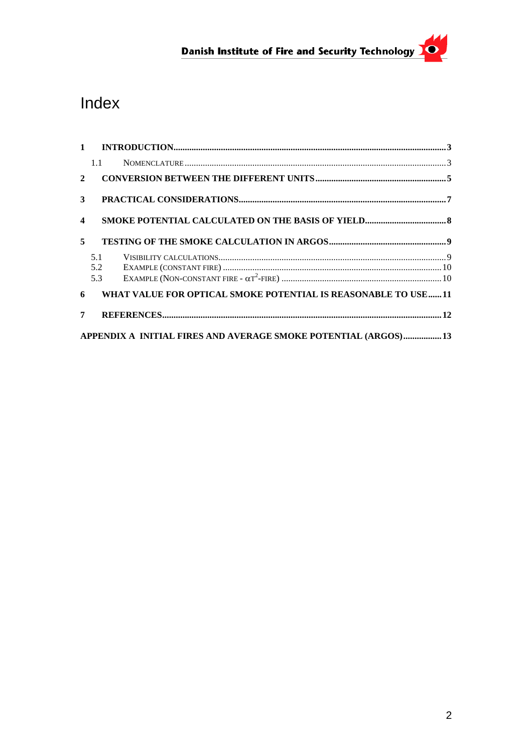# Index

1 INTRODUCTION......3

1.1 NOMENCLATURE......3

2 CONVERSION BETWEEN THE DIFFERENT UNITS......5

3 PRACTICAL CONSIDERATIONS......7

4 SMOKE POTENTIAL CALCULATED ON THE BASIS OF YIELD......8

5 TESTING OF THE SMOKE CALCULATION IN ARGOS......9

5.1 VISIBILITY CALCULATIONS......9

5.2 EXAMPLE (CONSTANT FIRE)......10

5.3 EXAMPLE (NON-CONSTANT FIRE - $\alpha T^2$-FIRE)......10

6 WHAT VALUE FOR OPTICAL SMOKE POTENTIAL IS REASONABLE TO USE......11

7 REFERENCES......12

APPENDIX A INITIAL FIRES AND AVERAGE SMOKE POTENTIAL (ARGOS)......13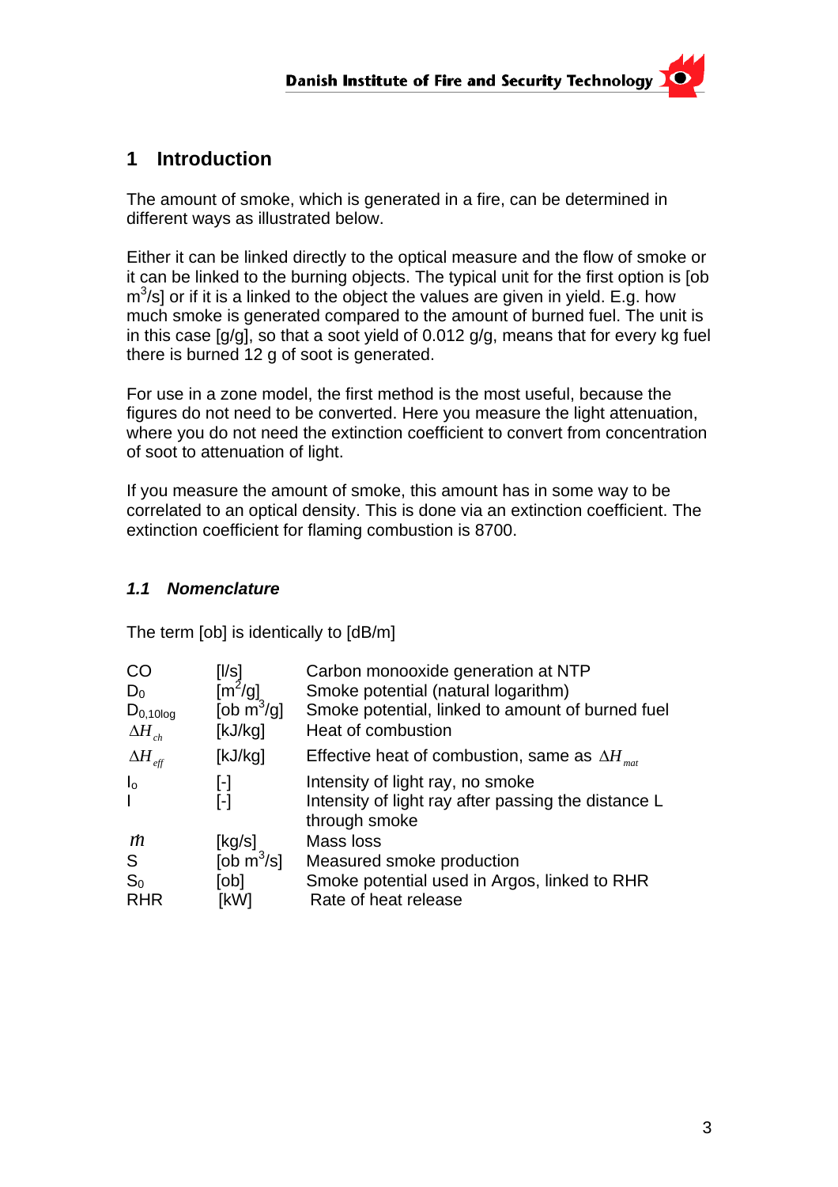# 1 Introduction

The amount of smoke, which is generated in a fire, can be determined in different ways as illustrated below.

Either it can be linked directly to the optical measure and the flow of smoke or it can be linked to the burning objects. The typical unit for the first option is [ob $m^3$/s] or if it is a linked to the object the values are given in yield. E.g. how much smoke is generated compared to the amount of burned fuel. The unit is in this case [g/g], so that a soot yield of 0.012 g/g, means that for every kg fuel there is burned 12 g of soot is generated.

For use in a zone model, the first method is the most useful, because the figures do not need to be converted. Here you measure the light attenuation, where you do not need the extinction coefficient to convert from concentration of soot to attenuation of light.

If you measure the amount of smoke, this amount has in some way to be correlated to an optical density. This is done via an extinction coefficient. The extinction coefficient for flaming combustion is 8700.

## *1.1 Nomenclature*

The term [ob] is identically to [dB/m]

| Symbol | Unit | Description |
|---|---|---|
| CO | [l/s] | Carbon monooxide generation at NTP |
| $D_0$ | [$m^2$/g] | Smoke potential (natural logarithm) |
| $D_{0,10log}$ | [ob $m^3$/g] | Smoke potential, linked to amount of burned fuel |
| $\Delta H_{ch}$ | [kJ/kg] | Heat of combustion |
| $\Delta H_{eff}$ | [kJ/kg] | Effective heat of combustion, same as $\Delta H_{mat}$ |
| $I_o$ | [-] | Intensity of light ray, no smoke |
| I | [-] | Intensity of light ray after passing the distance L through smoke |
| $\dot{m}$ | [kg/s] | Mass loss |
| S | [ob $m^3$/s] | Measured smoke production |
| $S_0$ | [ob] | Smoke potential used in Argos, linked to RHR |
| RHR | [kW] | Rate of heat release |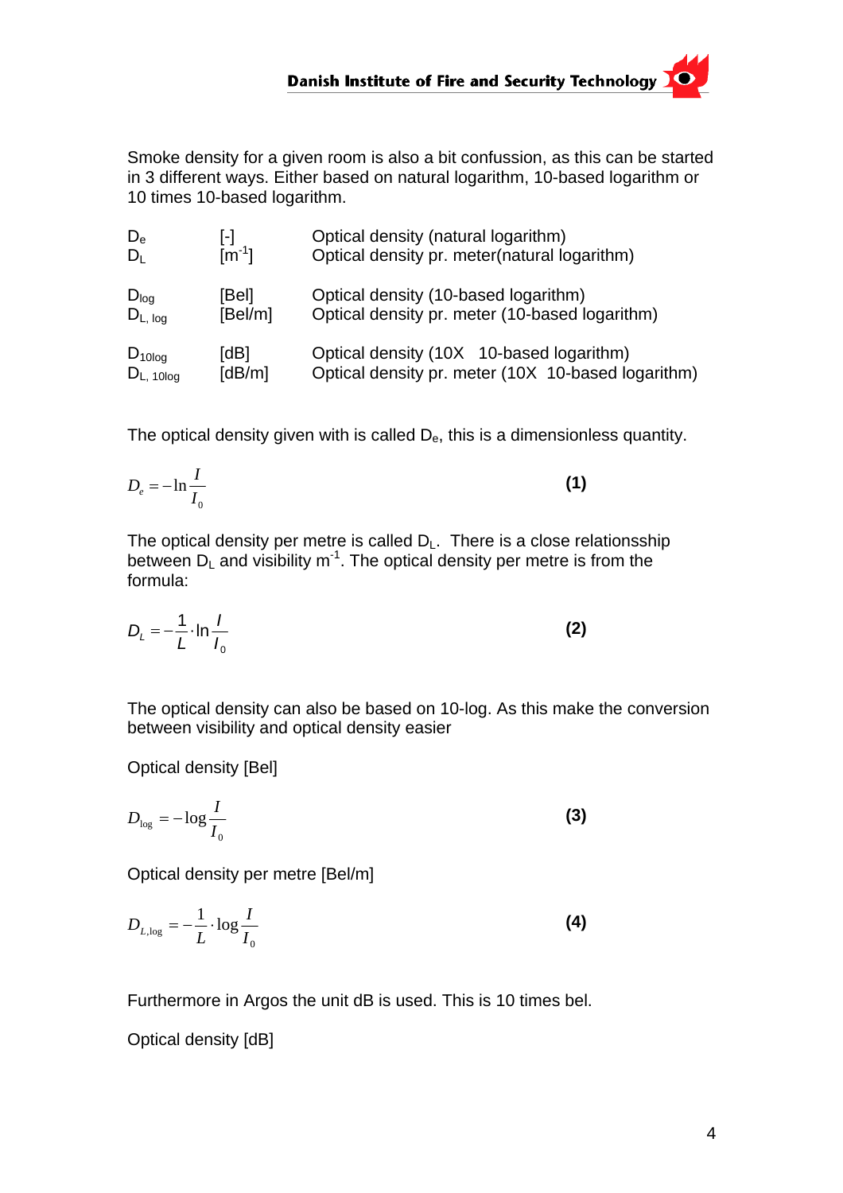Smoke density for a given room is also a bit confussion, as this can be started in 3 different ways. Either based on natural logarithm, 10-based logarithm or 10 times 10-based logarithm.

| | | |
|---|---|---|
| $D_e$ | [-] | Optical density (natural logarithm) |
| $D_L$ | [$m^{-1}$] | Optical density pr. meter(natural logarithm) |
| $D_{log}$ | [Bel] | Optical density (10-based logarithm) |
| $D_{L, log}$ | [Bel/m] | Optical density pr. meter (10-based logarithm) |
| $D_{10log}$ | [dB] | Optical density (10X 10-based logarithm) |
| $D_{L, 10log}$ | [dB/m] | Optical density pr. meter (10X 10-based logarithm) |

The optical density given with is called $D_e$, this is a dimensionless quantity.

$$D_e = -\ln \frac{I}{I_0} \tag{1}$$

The optical density per metre is called $D_L$. There is a close relationsship between $D_L$ and visibility $m^{-1}$. The optical density per metre is from the formula:

$$D_L = -\frac{1}{L} \cdot \ln \frac{I}{I_0} \tag{2}$$

The optical density can also be based on 10-log. As this make the conversion between visibility and optical density easier

Optical density [Bel]

$$D_{\log} = -\log \frac{I}{I_0} \tag{3}$$

Optical density per metre [Bel/m]

$$D_{L,\log} = -\frac{1}{L} \cdot \log \frac{I}{I_0} \tag{4}$$

Furthermore in Argos the unit dB is used. This is 10 times bel.

Optical density [dB]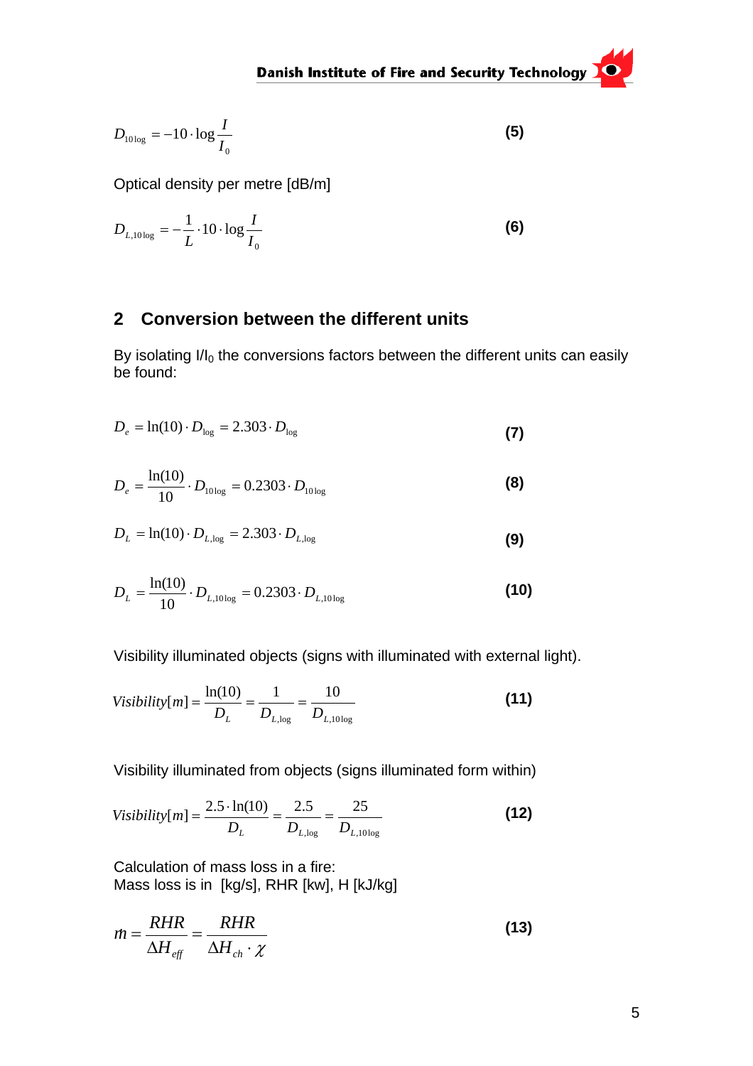$$D_{10\log} = -10 \cdot \log \frac{I}{I_0} \tag{5}$$

Optical density per metre [dB/m]

$$D_{L,10\log} = -\frac{1}{L} \cdot 10 \cdot \log \frac{I}{I_0} \tag{6}$$

## 2 Conversion between the different units

By isolating $I/I_0$ the conversions factors between the different units can easily be found:

$$D_e = \ln(10) \cdot D_{\log} = 2.303 \cdot D_{\log} \tag{7}$$

$$D_e = \frac{\ln(10)}{10} \cdot D_{10\log} = 0.2303 \cdot D_{10\log} \tag{8}$$

$$D_L = \ln(10) \cdot D_{L,\log} = 2.303 \cdot D_{L,\log} \tag{9}$$

$$D_L = \frac{\ln(10)}{10} \cdot D_{L,10\log} = 0.2303 \cdot D_{L,10\log} \tag{10}$$

Visibility illuminated objects (signs with illuminated with external light).

$$Visibility[m] = \frac{\ln(10)}{D_L} = \frac{1}{D_{L,\log}} = \frac{10}{D_{L,10\log}} \tag{11}$$

Visibility illuminated from objects (signs illuminated form within)

$$Visibility[m] = \frac{2.5 \cdot \ln(10)}{D_L} = \frac{2.5}{D_{L,\log}} = \frac{25}{D_{L,10\log}} \tag{12}$$

Calculation of mass loss in a fire:  
Mass loss is in [kg/s], RHR [kw], H [kJ/kg]

$$\dot{m} = \frac{RHR}{\Delta H_{eff}} = \frac{RHR}{\Delta H_{ch} \cdot \chi} \tag{13}$$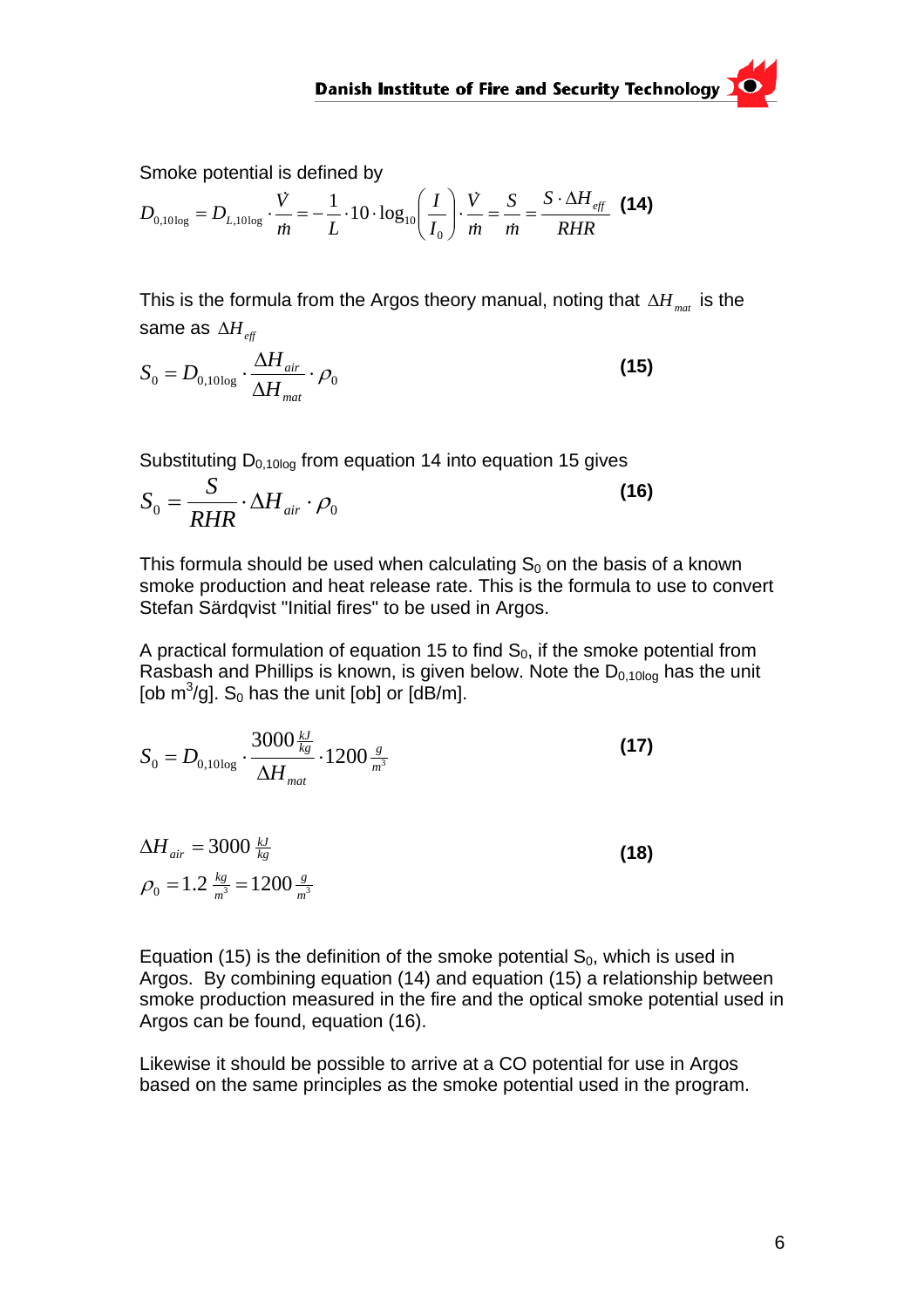Smoke potential is defined by

$$D_{0,10\log} = D_{L,10\log} \cdot \frac{\dot{V}}{\dot{m}} = -\frac{1}{L} \cdot 10 \cdot \log_{10}\left(\frac{I}{I_0}\right) \cdot \frac{\dot{V}}{\dot{m}} = \frac{S}{\dot{m}} = \frac{S \cdot \Delta H_{eff}}{RHR} \quad \textbf{(14)}$$

This is the formula from the Argos theory manual, noting that $\Delta H_{mat}$ is the same as $\Delta H_{eff}$

$$S_0 = D_{0,10\log} \cdot \frac{\Delta H_{air}}{\Delta H_{mat}} \cdot \rho_0 \quad \textbf{(15)}$$

Substituting $D_{0,10\log}$ from equation 14 into equation 15 gives

$$S_0 = \frac{S}{RHR} \cdot \Delta H_{air} \cdot \rho_0 \quad \textbf{(16)}$$

This formula should be used when calculating $S_0$ on the basis of a known smoke production and heat release rate. This is the formula to use to convert Stefan Särdqvist "Initial fires" to be used in Argos.

A practical formulation of equation 15 to find $S_0$, if the smoke potential from Rasbash and Phillips is known, is given below. Note the $D_{0,10\log}$ has the unit [ob $m^3$/g]. $S_0$ has the unit [ob] or [dB/m].

$$S_0 = D_{0,10\log} \cdot \frac{3000 \, \frac{kJ}{kg}}{\Delta H_{mat}} \cdot 1200 \, \frac{g}{m^3} \quad \textbf{(17)}$$

$$\Delta H_{air} = 3000 \, \frac{kJ}{kg}$$
$$\rho_0 = 1.2 \, \frac{kg}{m^3} = 1200 \, \frac{g}{m^3} \quad \textbf{(18)}$$

Equation (15) is the definition of the smoke potential $S_0$, which is used in Argos. By combining equation (14) and equation (15) a relationship between smoke production measured in the fire and the optical smoke potential used in Argos can be found, equation (16).

Likewise it should be possible to arrive at a CO potential for use in Argos based on the same principles as the smoke potential used in the program.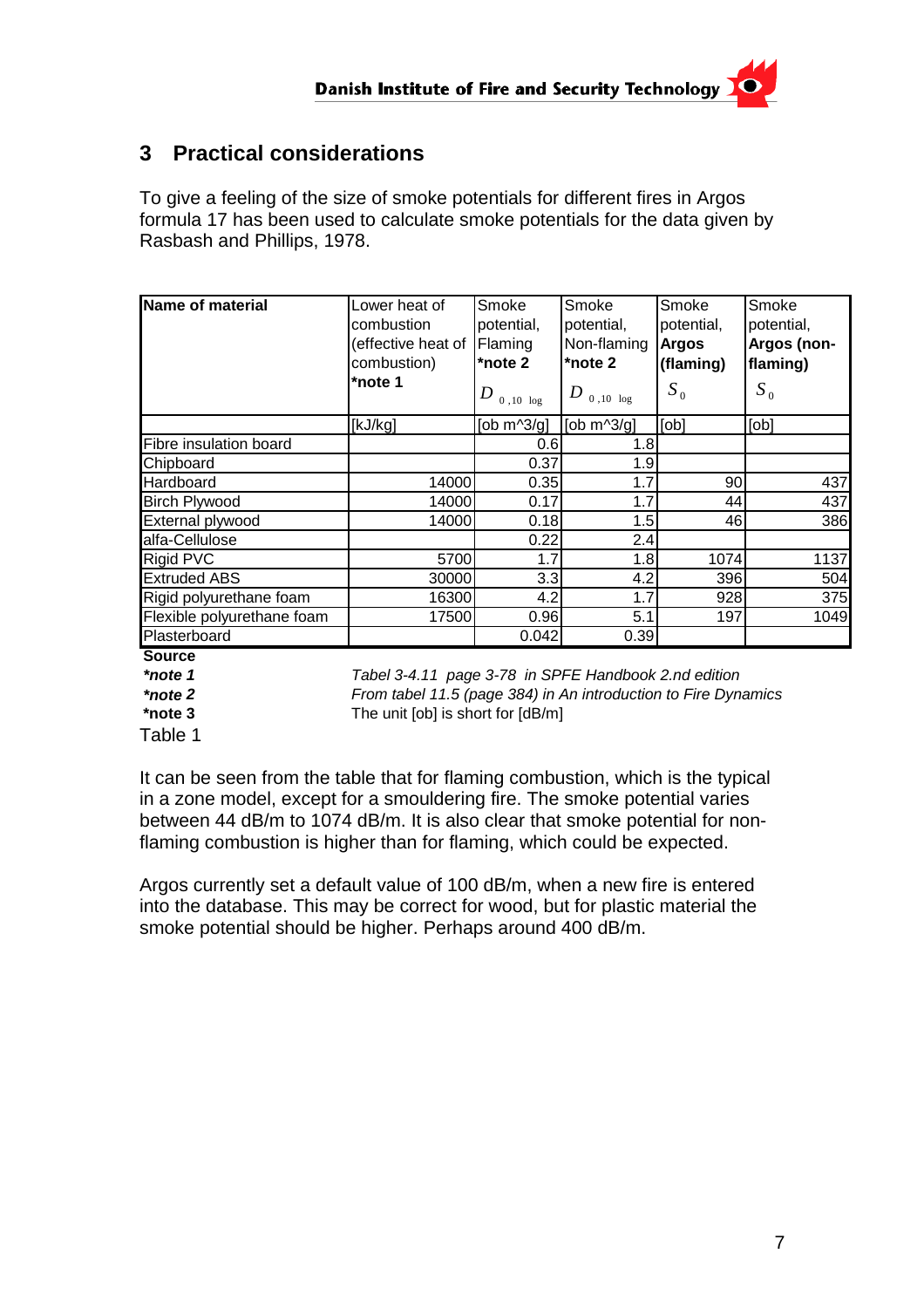## 3 Practical considerations

To give a feeling of the size of smoke potentials for different fires in Argos formula 17 has been used to calculate smoke potentials for the data given by Rasbash and Phillips, 1978.

| **Name of material** | Lower heat of combustion (effective heat of combustion) **\*note 1** | Smoke potential, Flaming **\*note 2** $D_{0,10\ \log}$ | Smoke potential, Non-flaming **\*note 2** $D_{0,10\ \log}$ | Smoke potential, **Argos (flaming)** $S_0$ | Smoke potential, **Argos (non-flaming)** $S_0$ |
|---|---|---|---|---|---|
| | [kJ/kg] | [ob m^3/g] | [ob m^3/g] | [ob] | [ob] |
| Fibre insulation board | | 0.6 | 1.8 | | |
| Chipboard | | 0.37 | 1.9 | | |
| Hardboard | 14000 | 0.35 | 1.7 | 90 | 437 |
| Birch Plywood | 14000 | 0.17 | 1.7 | 44 | 437 |
| External plywood | 14000 | 0.18 | 1.5 | 46 | 386 |
| alfa-Cellulose | | 0.22 | 2.4 | | |
| Rigid PVC | 5700 | 1.7 | 1.8 | 1074 | 1137 |
| Extruded ABS | 30000 | 3.3 | 4.2 | 396 | 504 |
| Rigid polyurethane foam | 16300 | 4.2 | 1.7 | 928 | 375 |
| Flexible polyurethane foam | 17500 | 0.96 | 5.1 | 197 | 1049 |
| Plasterboard | | 0.042 | 0.39 | | |

**Source**

***note 1*** *Tabel 3-4.11 page 3-78 in SFPE Handbook 2.nd edition*

***note 2*** *From tabel 11.5 (page 384) in An introduction to Fire Dynamics*

**\*note 3** The unit [ob] is short for [dB/m]

Table 1

It can be seen from the table that for flaming combustion, which is the typical in a zone model, except for a smouldering fire. The smoke potential varies between 44 dB/m to 1074 dB/m. It is also clear that smoke potential for non-flaming combustion is higher than for flaming, which could be expected.

Argos currently set a default value of 100 dB/m, when a new fire is entered into the database. This may be correct for wood, but for plastic material the smoke potential should be higher. Perhaps around 400 dB/m.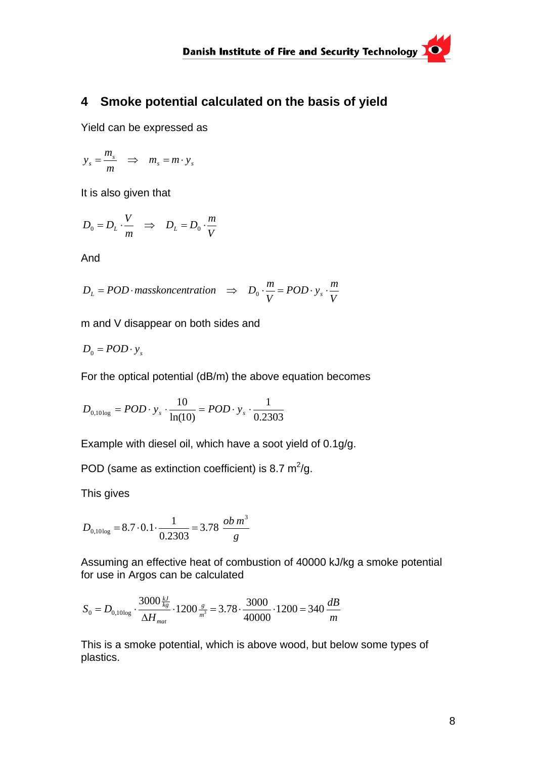# 4 Smoke potential calculated on the basis of yield

Yield can be expressed as

$$y_s = \frac{m_s}{m} \quad \Rightarrow \quad m_s = m \cdot y_s$$

It is also given that

$$D_0 = D_L \cdot \frac{V}{m} \quad \Rightarrow \quad D_L = D_0 \cdot \frac{m}{V}$$

And

$$D_L = POD \cdot masskoncentration \quad \Rightarrow \quad D_0 \cdot \frac{m}{V} = POD \cdot y_s \cdot \frac{m}{V}$$

m and V disappear on both sides and

$$D_0 = POD \cdot y_s$$

For the optical potential (dB/m) the above equation becomes

$$D_{0,10\log} = POD \cdot y_s \cdot \frac{10}{\ln(10)} = POD \cdot y_s \cdot \frac{1}{0.2303}$$

Example with diesel oil, which have a soot yield of 0.1g/g.

POD (same as extinction coefficient) is 8.7 $m^2$/g.

This gives

$$D_{0,10\log} = 8.7 \cdot 0.1 \cdot \frac{1}{0.2303} = 3.78 \; \frac{ob\, m^3}{g}$$

Assuming an effective heat of combustion of 40000 kJ/kg a smoke potential for use in Argos can be calculated

$$S_0 = D_{0,10\log} \cdot \frac{3000 \frac{kJ}{kg}}{\Delta H_{mat}} \cdot 1200 \tfrac{g}{m^3} = 3.78 \cdot \frac{3000}{40000} \cdot 1200 = 340 \; \frac{dB}{m}$$

This is a smoke potential, which is above wood, but below some types of plastics.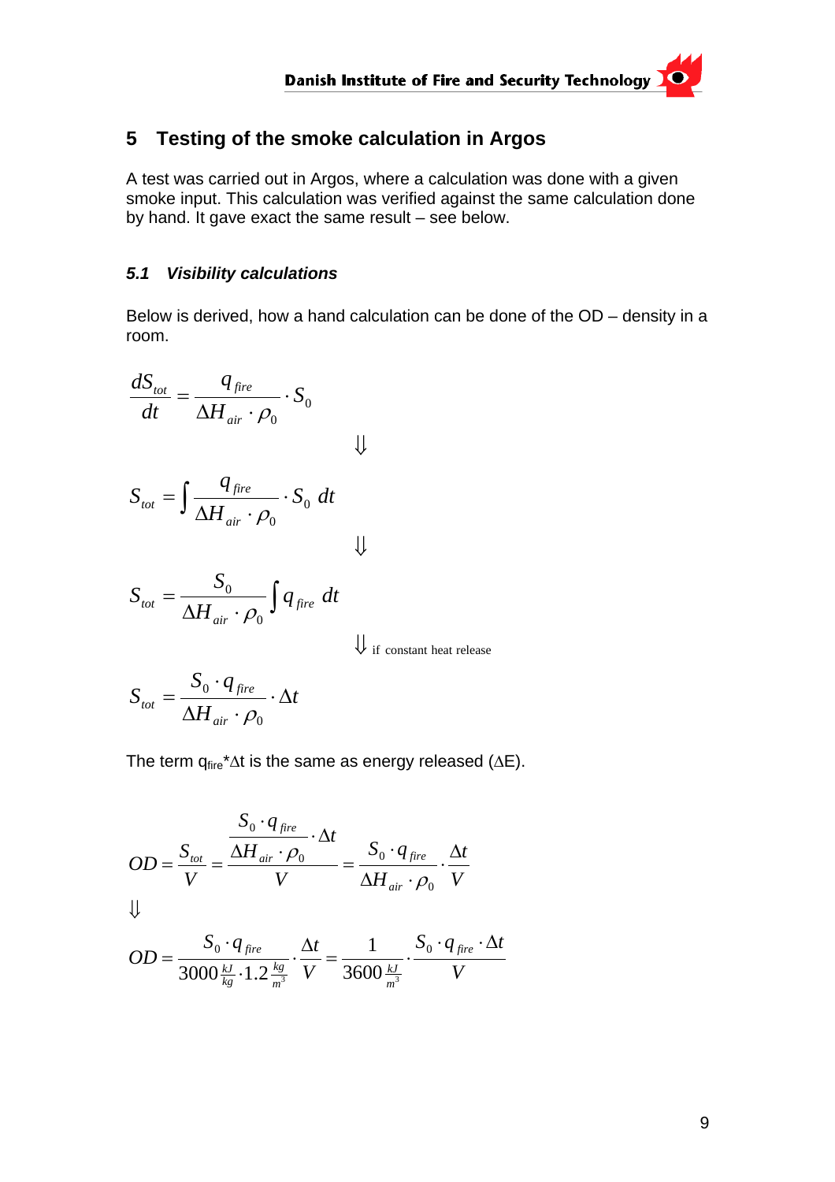## 5 Testing of the smoke calculation in Argos

A test was carried out in Argos, where a calculation was done with a given smoke input. This calculation was verified against the same calculation done by hand. It gave exact the same result – see below.

### *5.1 Visibility calculations*

Below is derived, how a hand calculation can be done of the OD – density in a room.

$$\frac{dS_{tot}}{dt} = \frac{q_{fire}}{\Delta H_{air} \cdot \rho_0} \cdot S_0$$

$$\Downarrow$$

$$S_{tot} = \int \frac{q_{fire}}{\Delta H_{air} \cdot \rho_0} \cdot S_0 \; dt$$

$$\Downarrow$$

$$S_{tot} = \frac{S_0}{\Delta H_{air} \cdot \rho_0} \int q_{fire} \; dt$$

$$\Downarrow \text{ if constant heat release}$$

$$S_{tot} = \frac{S_0 \cdot q_{fire}}{\Delta H_{air} \cdot \rho_0} \cdot \Delta t$$

The term $q_{fire}$\*$\Delta t$ is the same as energy released ($\Delta E$).

$$OD = \frac{S_{tot}}{V} = \frac{\frac{S_0 \cdot q_{fire}}{\Delta H_{air} \cdot \rho_0} \cdot \Delta t}{V} = \frac{S_0 \cdot q_{fire}}{\Delta H_{air} \cdot \rho_0} \cdot \frac{\Delta t}{V}$$

$$\Downarrow$$

$$OD = \frac{S_0 \cdot q_{fire}}{3000 \frac{kJ}{kg} \cdot 1.2 \frac{kg}{m^3}} \cdot \frac{\Delta t}{V} = \frac{1}{3600 \frac{kJ}{m^3}} \cdot \frac{S_0 \cdot q_{fire} \cdot \Delta t}{V}$$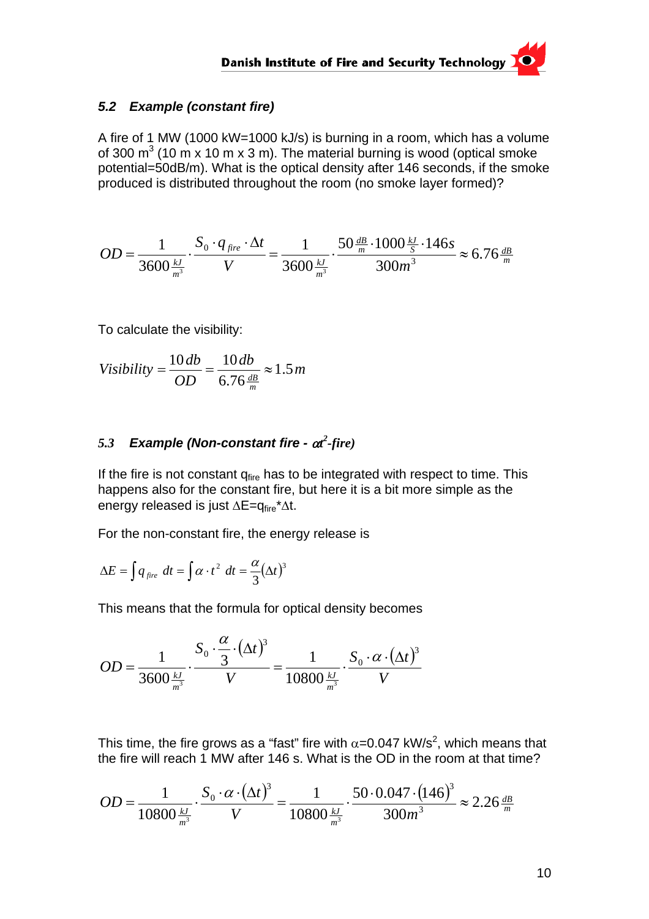### 5.2 *Example (constant fire)*

A fire of 1 MW (1000 kW=1000 kJ/s) is burning in a room, which has a volume of 300 $m^3$ (10 m x 10 m x 3 m). The material burning is wood (optical smoke potential=50dB/m). What is the optical density after 146 seconds, if the smoke produced is distributed throughout the room (no smoke layer formed)?

$$OD = \frac{1}{3600\,\frac{kJ}{m^3}} \cdot \frac{S_0 \cdot q_{fire} \cdot \Delta t}{V} = \frac{1}{3600\,\frac{kJ}{m^3}} \cdot \frac{50\,\frac{dB}{m} \cdot 1000\,\frac{kJ}{S} \cdot 146s}{300m^3} \approx 6.76\,\frac{dB}{m}$$

To calculate the visibility:

$$Visibility = \frac{10\,db}{OD} = \frac{10\,db}{6.76\,\frac{dB}{m}} \approx 1.5\,m$$

### 5.3 *Example (Non-constant fire - $\alpha t^2$-fire)*

If the fire is not constant $q_{fire}$ has to be integrated with respect to time. This happens also for the constant fire, but here it is a bit more simple as the energy released is just $\Delta E = q_{fire} * \Delta t$.

For the non-constant fire, the energy release is

$$\Delta E = \int q_{fire}\; dt = \int \alpha \cdot t^2\; dt = \frac{\alpha}{3}(\Delta t)^3$$

This means that the formula for optical density becomes

$$OD = \frac{1}{3600\,\frac{kJ}{m^3}} \cdot \frac{S_0 \cdot \frac{\alpha}{3} \cdot (\Delta t)^3}{V} = \frac{1}{10800\,\frac{kJ}{m^3}} \cdot \frac{S_0 \cdot \alpha \cdot (\Delta t)^3}{V}$$

This time, the fire grows as a "fast" fire with $\alpha$=0.047 kW/$s^2$, which means that the fire will reach 1 MW after 146 s. What is the OD in the room at that time?

$$OD = \frac{1}{10800\,\frac{kJ}{m^3}} \cdot \frac{S_0 \cdot \alpha \cdot (\Delta t)^3}{V} = \frac{1}{10800\,\frac{kJ}{m^3}} \cdot \frac{50 \cdot 0.047 \cdot (146)^3}{300m^3} \approx 2.26\,\frac{dB}{m}$$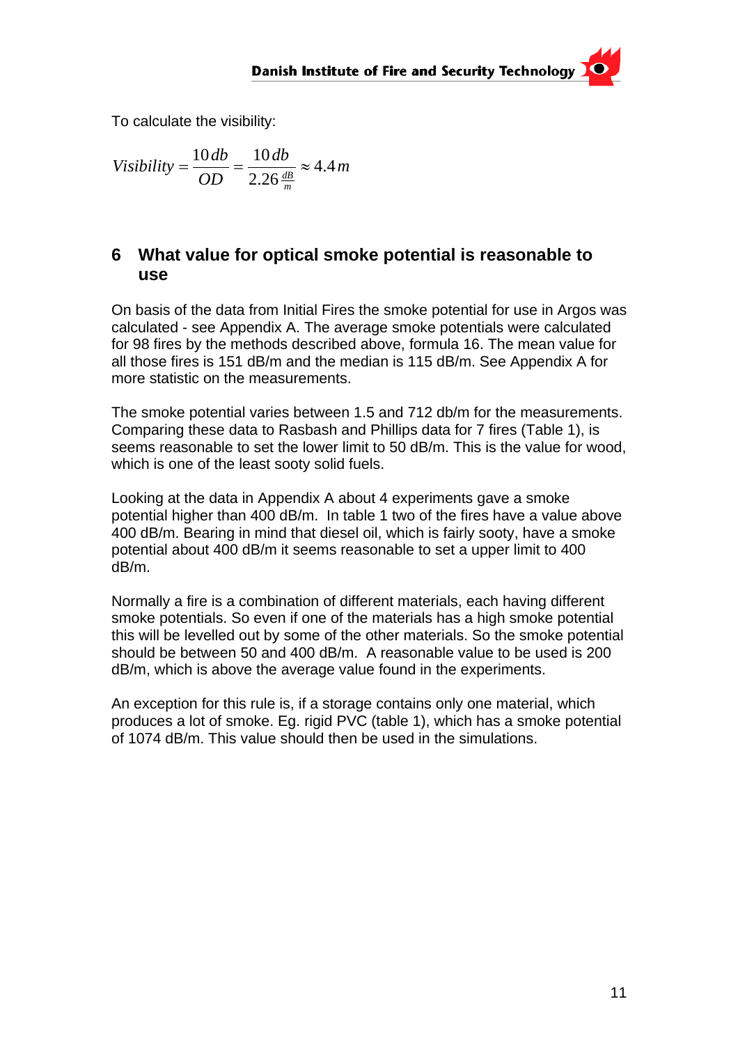To calculate the visibility:

$$Visibility = \frac{10\,db}{OD} = \frac{10\,db}{2.26\,\frac{dB}{m}} \approx 4.4\,m$$

## 6 What value for optical smoke potential is reasonable to use

On basis of the data from Initial Fires the smoke potential for use in Argos was calculated - see Appendix A. The average smoke potentials were calculated for 98 fires by the methods described above, formula 16. The mean value for all those fires is 151 dB/m and the median is 115 dB/m. See Appendix A for more statistic on the measurements.

The smoke potential varies between 1.5 and 712 db/m for the measurements. Comparing these data to Rasbash and Phillips data for 7 fires (Table 1), is seems reasonable to set the lower limit to 50 dB/m. This is the value for wood, which is one of the least sooty solid fuels.

Looking at the data in Appendix A about 4 experiments gave a smoke potential higher than 400 dB/m. In table 1 two of the fires have a value above 400 dB/m. Bearing in mind that diesel oil, which is fairly sooty, have a smoke potential about 400 dB/m it seems reasonable to set a upper limit to 400 dB/m.

Normally a fire is a combination of different materials, each having different smoke potentials. So even if one of the materials has a high smoke potential this will be levelled out by some of the other materials. So the smoke potential should be between 50 and 400 dB/m. A reasonable value to be used is 200 dB/m, which is above the average value found in the experiments.

An exception for this rule is, if a storage contains only one material, which produces a lot of smoke. Eg. rigid PVC (table 1), which has a smoke potential of 1074 dB/m. This value should then be used in the simulations.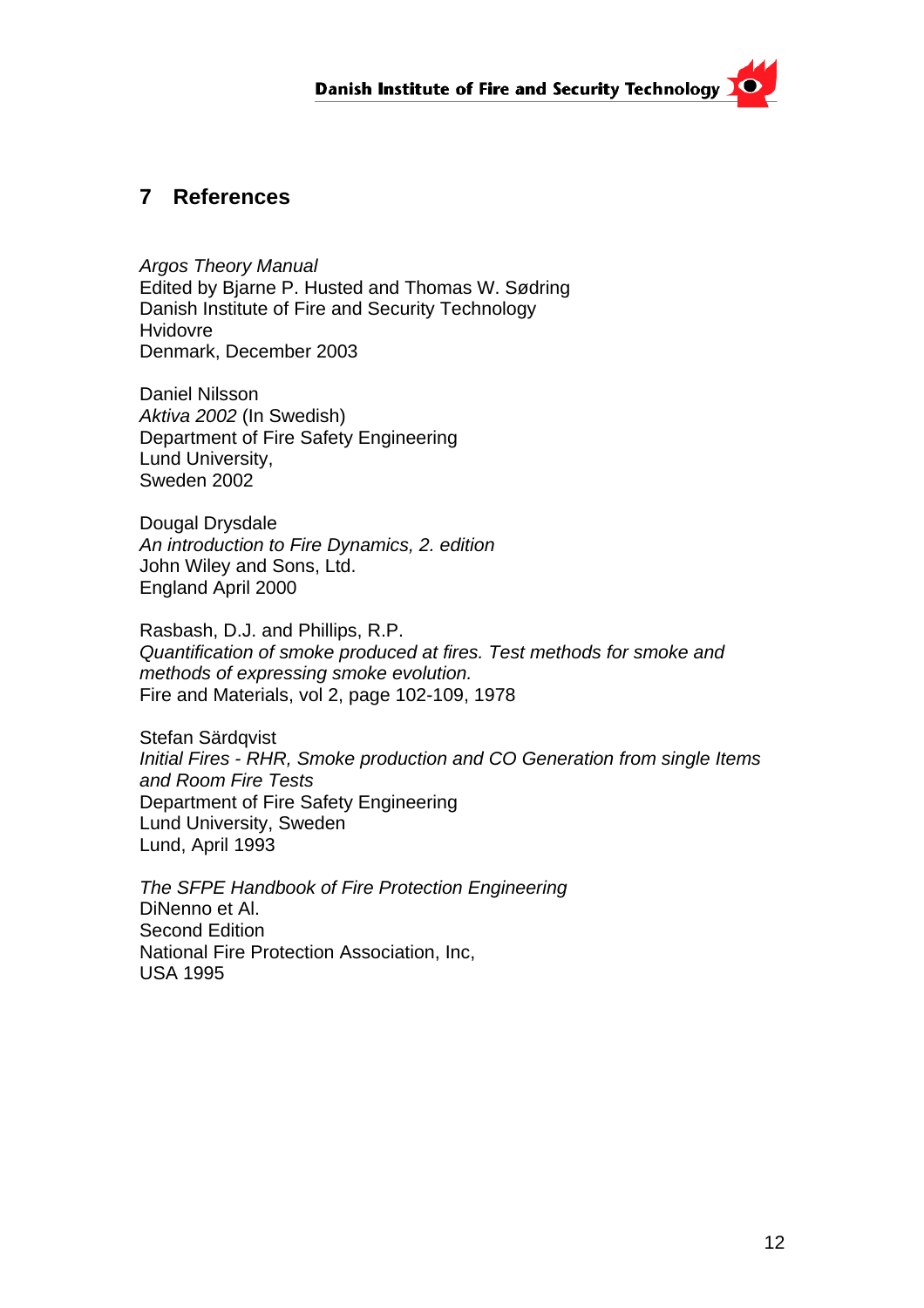## 7 References

*Argos Theory Manual*
Edited by Bjarne P. Husted and Thomas W. Sødring
Danish Institute of Fire and Security Technology
Hvidovre
Denmark, December 2003

Daniel Nilsson
*Aktiva 2002* (In Swedish)
Department of Fire Safety Engineering
Lund University,
Sweden 2002

Dougal Drysdale
*An introduction to Fire Dynamics, 2. edition*
John Wiley and Sons, Ltd.
England April 2000

Rasbash, D.J. and Phillips, R.P.
*Quantification of smoke produced at fires. Test methods for smoke and methods of expressing smoke evolution.*
Fire and Materials, vol 2, page 102-109, 1978

Stefan Särdqvist
*Initial Fires - RHR, Smoke production and CO Generation from single Items and Room Fire Tests*
Department of Fire Safety Engineering
Lund University, Sweden
Lund, April 1993

*The SFPE Handbook of Fire Protection Engineering*
DiNenno et Al.
Second Edition
National Fire Protection Association, Inc,
USA 1995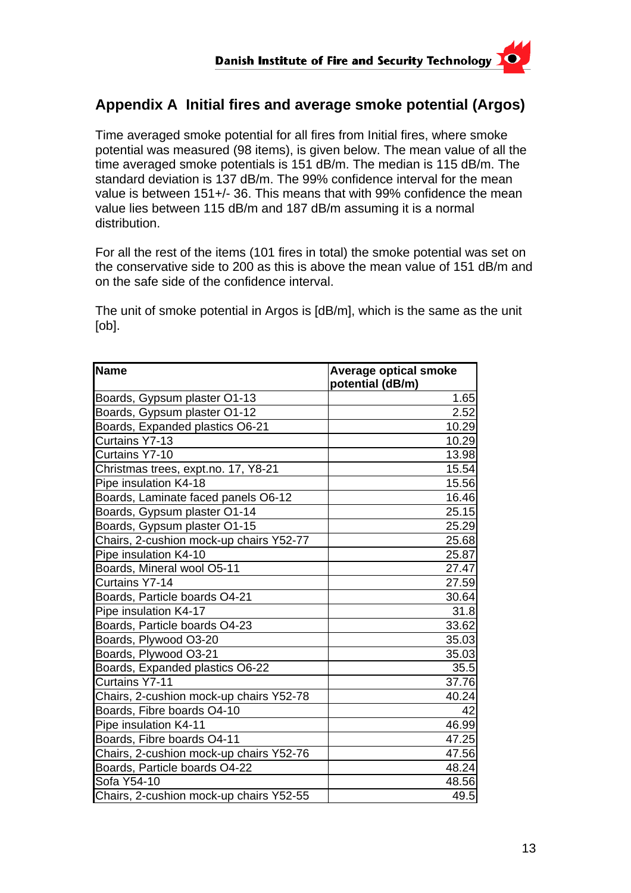## Appendix A Initial fires and average smoke potential (Argos)

Time averaged smoke potential for all fires from Initial fires, where smoke potential was measured (98 items), is given below. The mean value of all the time averaged smoke potentials is 151 dB/m. The median is 115 dB/m. The standard deviation is 137 dB/m. The 99% confidence interval for the mean value is between 151+/- 36. This means that with 99% confidence the mean value lies between 115 dB/m and 187 dB/m assuming it is a normal distribution.

For all the rest of the items (101 fires in total) the smoke potential was set on the conservative side to 200 as this is above the mean value of 151 dB/m and on the safe side of the confidence interval.

The unit of smoke potential in Argos is [dB/m], which is the same as the unit [ob].

| Name | Average optical smoke potential (dB/m) |
|---|---|
| Boards, Gypsum plaster O1-13 | 1.65 |
| Boards, Gypsum plaster O1-12 | 2.52 |
| Boards, Expanded plastics O6-21 | 10.29 |
| Curtains Y7-13 | 10.29 |
| Curtains Y7-10 | 13.98 |
| Christmas trees, expt.no. 17, Y8-21 | 15.54 |
| Pipe insulation K4-18 | 15.56 |
| Boards, Laminate faced panels O6-12 | 16.46 |
| Boards, Gypsum plaster O1-14 | 25.15 |
| Boards, Gypsum plaster O1-15 | 25.29 |
| Chairs, 2-cushion mock-up chairs Y52-77 | 25.68 |
| Pipe insulation K4-10 | 25.87 |
| Boards, Mineral wool O5-11 | 27.47 |
| Curtains Y7-14 | 27.59 |
| Boards, Particle boards O4-21 | 30.64 |
| Pipe insulation K4-17 | 31.8 |
| Boards, Particle boards O4-23 | 33.62 |
| Boards, Plywood O3-20 | 35.03 |
| Boards, Plywood O3-21 | 35.03 |
| Boards, Expanded plastics O6-22 | 35.5 |
| Curtains Y7-11 | 37.76 |
| Chairs, 2-cushion mock-up chairs Y52-78 | 40.24 |
| Boards, Fibre boards O4-10 | 42 |
| Pipe insulation K4-11 | 46.99 |
| Boards, Fibre boards O4-11 | 47.25 |
| Chairs, 2-cushion mock-up chairs Y52-76 | 47.56 |
| Boards, Particle boards O4-22 | 48.24 |
| Sofa Y54-10 | 48.56 |
| Chairs, 2-cushion mock-up chairs Y52-55 | 49.5 |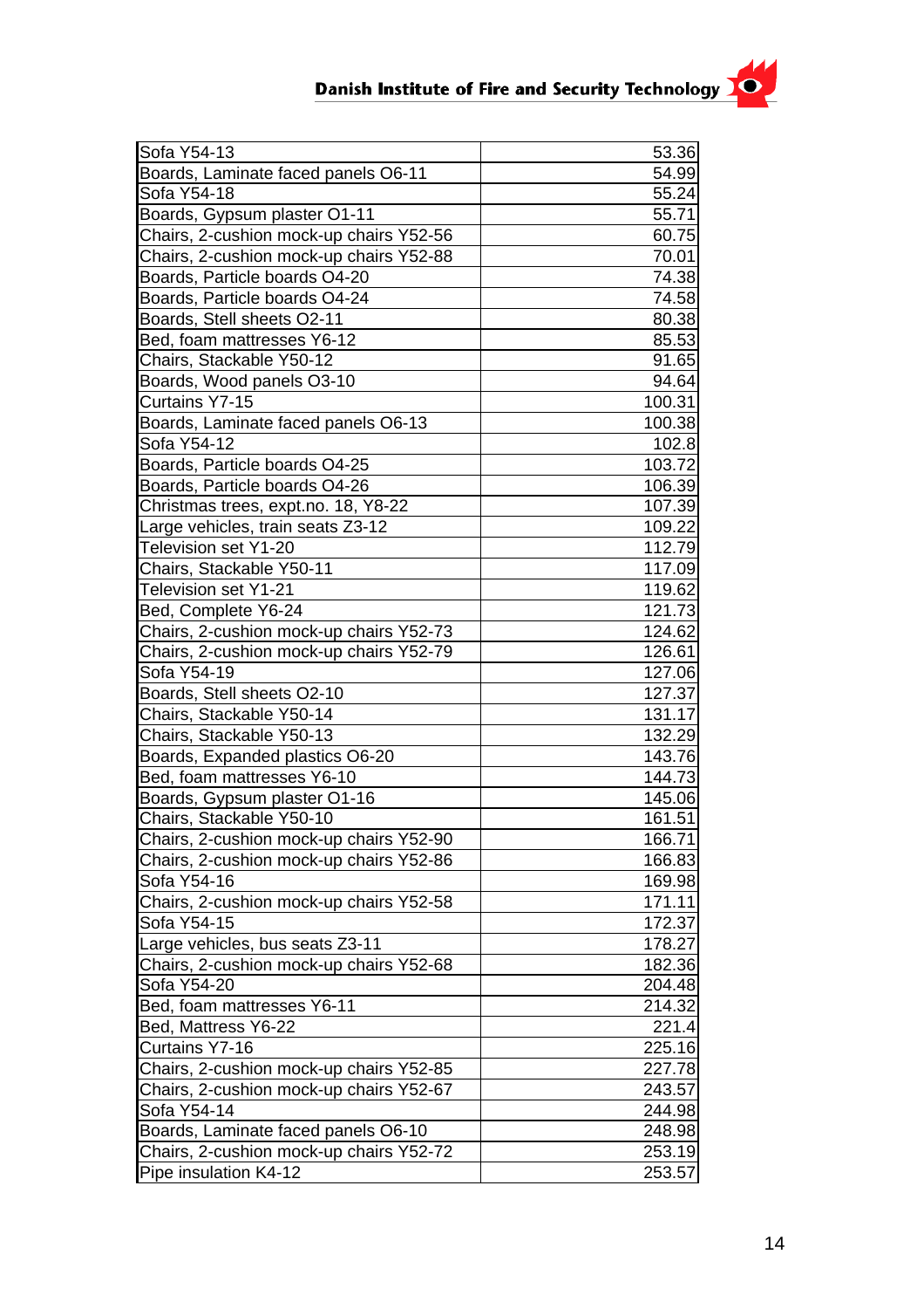| | |
|---|---|
| Sofa Y54-13 | 53.36 |
| Boards, Laminate faced panels O6-11 | 54.99 |
| Sofa Y54-18 | 55.24 |
| Boards, Gypsum plaster O1-11 | 55.71 |
| Chairs, 2-cushion mock-up chairs Y52-56 | 60.75 |
| Chairs, 2-cushion mock-up chairs Y52-88 | 70.01 |
| Boards, Particle boards O4-20 | 74.38 |
| Boards, Particle boards O4-24 | 74.58 |
| Boards, Stell sheets O2-11 | 80.38 |
| Bed, foam mattresses Y6-12 | 85.53 |
| Chairs, Stackable Y50-12 | 91.65 |
| Boards, Wood panels O3-10 | 94.64 |
| Curtains Y7-15 | 100.31 |
| Boards, Laminate faced panels O6-13 | 100.38 |
| Sofa Y54-12 | 102.8 |
| Boards, Particle boards O4-25 | 103.72 |
| Boards, Particle boards O4-26 | 106.39 |
| Christmas trees, expt.no. 18, Y8-22 | 107.39 |
| Large vehicles, train seats Z3-12 | 109.22 |
| Television set Y1-20 | 112.79 |
| Chairs, Stackable Y50-11 | 117.09 |
| Television set Y1-21 | 119.62 |
| Bed, Complete Y6-24 | 121.73 |
| Chairs, 2-cushion mock-up chairs Y52-73 | 124.62 |
| Chairs, 2-cushion mock-up chairs Y52-79 | 126.61 |
| Sofa Y54-19 | 127.06 |
| Boards, Stell sheets O2-10 | 127.37 |
| Chairs, Stackable Y50-14 | 131.17 |
| Chairs, Stackable Y50-13 | 132.29 |
| Boards, Expanded plastics O6-20 | 143.76 |
| Bed, foam mattresses Y6-10 | 144.73 |
| Boards, Gypsum plaster O1-16 | 145.06 |
| Chairs, Stackable Y50-10 | 161.51 |
| Chairs, 2-cushion mock-up chairs Y52-90 | 166.71 |
| Chairs, 2-cushion mock-up chairs Y52-86 | 166.83 |
| Sofa Y54-16 | 169.98 |
| Chairs, 2-cushion mock-up chairs Y52-58 | 171.11 |
| Sofa Y54-15 | 172.37 |
| Large vehicles, bus seats Z3-11 | 178.27 |
| Chairs, 2-cushion mock-up chairs Y52-68 | 182.36 |
| Sofa Y54-20 | 204.48 |
| Bed, foam mattresses Y6-11 | 214.32 |
| Bed, Mattress Y6-22 | 221.4 |
| Curtains Y7-16 | 225.16 |
| Chairs, 2-cushion mock-up chairs Y52-85 | 227.78 |
| Chairs, 2-cushion mock-up chairs Y52-67 | 243.57 |
| Sofa Y54-14 | 244.98 |
| Boards, Laminate faced panels O6-10 | 248.98 |
| Chairs, 2-cushion mock-up chairs Y52-72 | 253.19 |
| Pipe insulation K4-12 | 253.57 |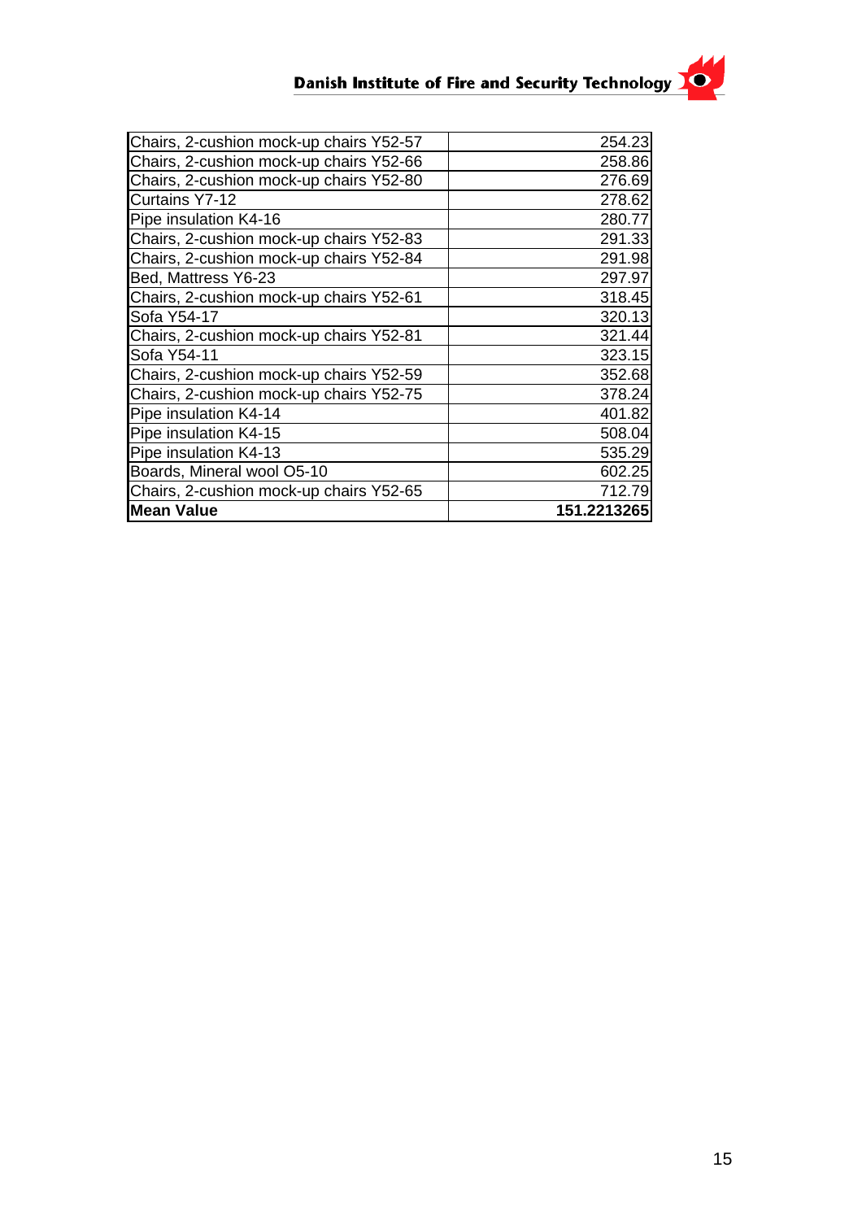| | |
|---|---|
| Chairs, 2-cushion mock-up chairs Y52-57 | 254.23 |
| Chairs, 2-cushion mock-up chairs Y52-66 | 258.86 |
| Chairs, 2-cushion mock-up chairs Y52-80 | 276.69 |
| Curtains Y7-12 | 278.62 |
| Pipe insulation K4-16 | 280.77 |
| Chairs, 2-cushion mock-up chairs Y52-83 | 291.33 |
| Chairs, 2-cushion mock-up chairs Y52-84 | 291.98 |
| Bed, Mattress Y6-23 | 297.97 |
| Chairs, 2-cushion mock-up chairs Y52-61 | 318.45 |
| Sofa Y54-17 | 320.13 |
| Chairs, 2-cushion mock-up chairs Y52-81 | 321.44 |
| Sofa Y54-11 | 323.15 |
| Chairs, 2-cushion mock-up chairs Y52-59 | 352.68 |
| Chairs, 2-cushion mock-up chairs Y52-75 | 378.24 |
| Pipe insulation K4-14 | 401.82 |
| Pipe insulation K4-15 | 508.04 |
| Pipe insulation K4-13 | 535.29 |
| Boards, Mineral wool O5-10 | 602.25 |
| Chairs, 2-cushion mock-up chairs Y52-65 | 712.79 |
| **Mean Value** | **151.2213265** |